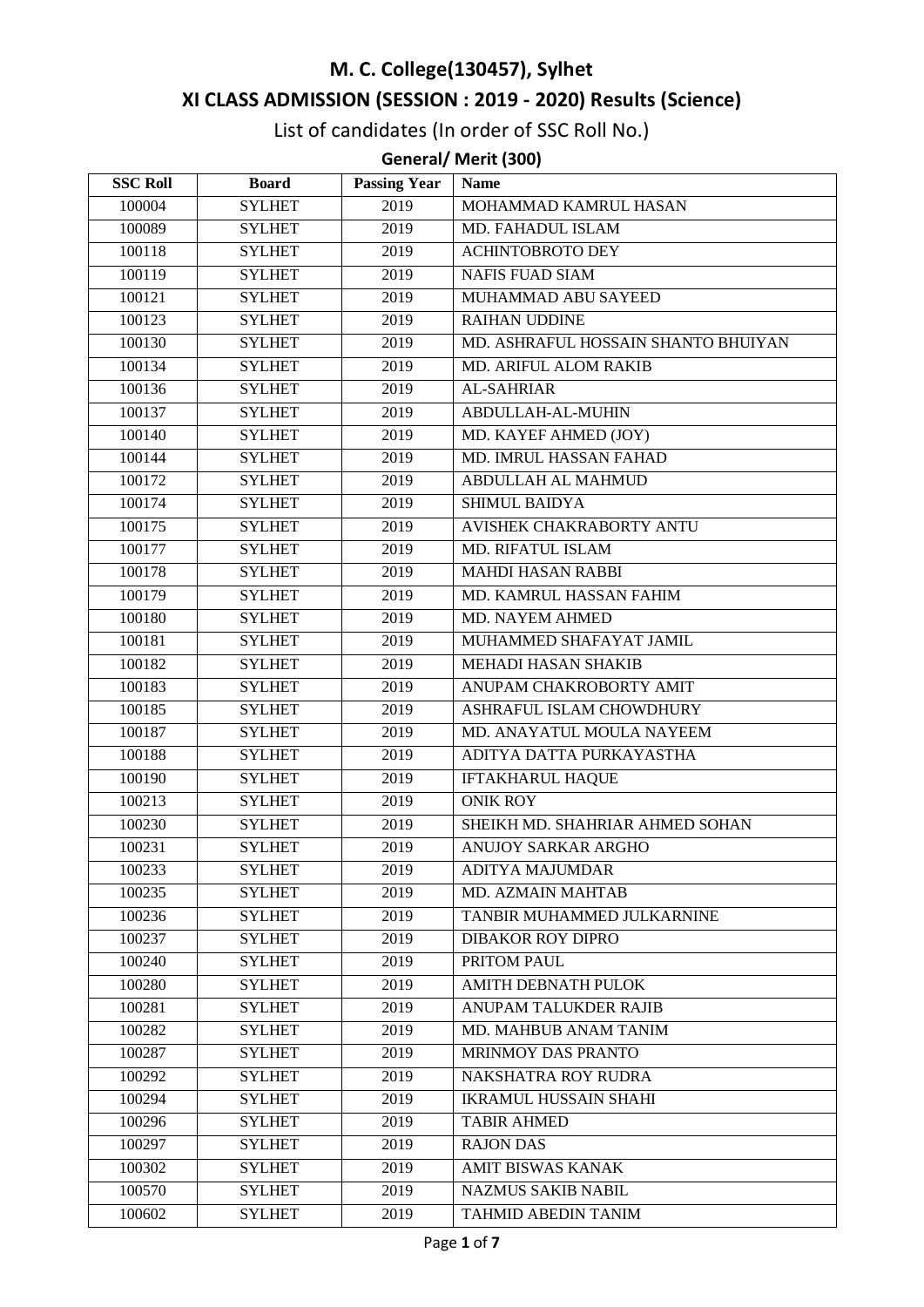# M. C. College(130457), Sylhet

## XI CLASS ADMISSION (SESSION : 2019 - 2020) Results (Science)

List of candidates (In order of SSC Roll No.)

### General/ Merit (300)

| SSC Roll | Board | Passing Year | Name |
|---|---|---|---|
| 100004 | SYLHET | 2019 | MOHAMMAD KAMRUL HASAN |
| 100089 | SYLHET | 2019 | MD. FAHADUL ISLAM |
| 100118 | SYLHET | 2019 | ACHINTOBROTO DEY |
| 100119 | SYLHET | 2019 | NAFIS FUAD SIAM |
| 100121 | SYLHET | 2019 | MUHAMMAD ABU SAYEED |
| 100123 | SYLHET | 2019 | RAIHAN UDDINE |
| 100130 | SYLHET | 2019 | MD. ASHRAFUL HOSSAIN SHANTO BHUIYAN |
| 100134 | SYLHET | 2019 | MD. ARIFUL ALOM RAKIB |
| 100136 | SYLHET | 2019 | AL-SAHRIAR |
| 100137 | SYLHET | 2019 | ABDULLAH-AL-MUHIN |
| 100140 | SYLHET | 2019 | MD. KAYEF AHMED (JOY) |
| 100144 | SYLHET | 2019 | MD. IMRUL HASSAN FAHAD |
| 100172 | SYLHET | 2019 | ABDULLAH AL MAHMUD |
| 100174 | SYLHET | 2019 | SHIMUL BAIDYA |
| 100175 | SYLHET | 2019 | AVISHEK CHAKRABORTY ANTU |
| 100177 | SYLHET | 2019 | MD. RIFATUL ISLAM |
| 100178 | SYLHET | 2019 | MAHDI HASAN RABBI |
| 100179 | SYLHET | 2019 | MD. KAMRUL HASSAN FAHIM |
| 100180 | SYLHET | 2019 | MD. NAYEM AHMED |
| 100181 | SYLHET | 2019 | MUHAMMED SHAFAYAT JAMIL |
| 100182 | SYLHET | 2019 | MEHADI HASAN SHAKIB |
| 100183 | SYLHET | 2019 | ANUPAM CHAKROBORTY AMIT |
| 100185 | SYLHET | 2019 | ASHRAFUL ISLAM CHOWDHURY |
| 100187 | SYLHET | 2019 | MD. ANAYATUL MOULA NAYEEM |
| 100188 | SYLHET | 2019 | ADITYA DATTA PURKAYASTHA |
| 100190 | SYLHET | 2019 | IFTAKHARUL HAQUE |
| 100213 | SYLHET | 2019 | ONIK ROY |
| 100230 | SYLHET | 2019 | SHEIKH MD. SHAHRIAR AHMED SOHAN |
| 100231 | SYLHET | 2019 | ANUJOY SARKAR ARGHO |
| 100233 | SYLHET | 2019 | ADITYA MAJUMDAR |
| 100235 | SYLHET | 2019 | MD. AZMAIN MAHTAB |
| 100236 | SYLHET | 2019 | TANBIR MUHAMMED JULKARNINE |
| 100237 | SYLHET | 2019 | DIBAKOR ROY DIPRO |
| 100240 | SYLHET | 2019 | PRITOM PAUL |
| 100280 | SYLHET | 2019 | AMITH DEBNATH PULOK |
| 100281 | SYLHET | 2019 | ANUPAM TALUKDER RAJIB |
| 100282 | SYLHET | 2019 | MD. MAHBUB ANAM TANIM |
| 100287 | SYLHET | 2019 | MRINMOY DAS PRANTO |
| 100292 | SYLHET | 2019 | NAKSHATRA ROY RUDRA |
| 100294 | SYLHET | 2019 | IKRAMUL HUSSAIN SHAHI |
| 100296 | SYLHET | 2019 | TABIR AHMED |
| 100297 | SYLHET | 2019 | RAJON DAS |
| 100302 | SYLHET | 2019 | AMIT BISWAS KANAK |
| 100570 | SYLHET | 2019 | NAZMUS SAKIB NABIL |
| 100602 | SYLHET | 2019 | TAHMID ABEDIN TANIM |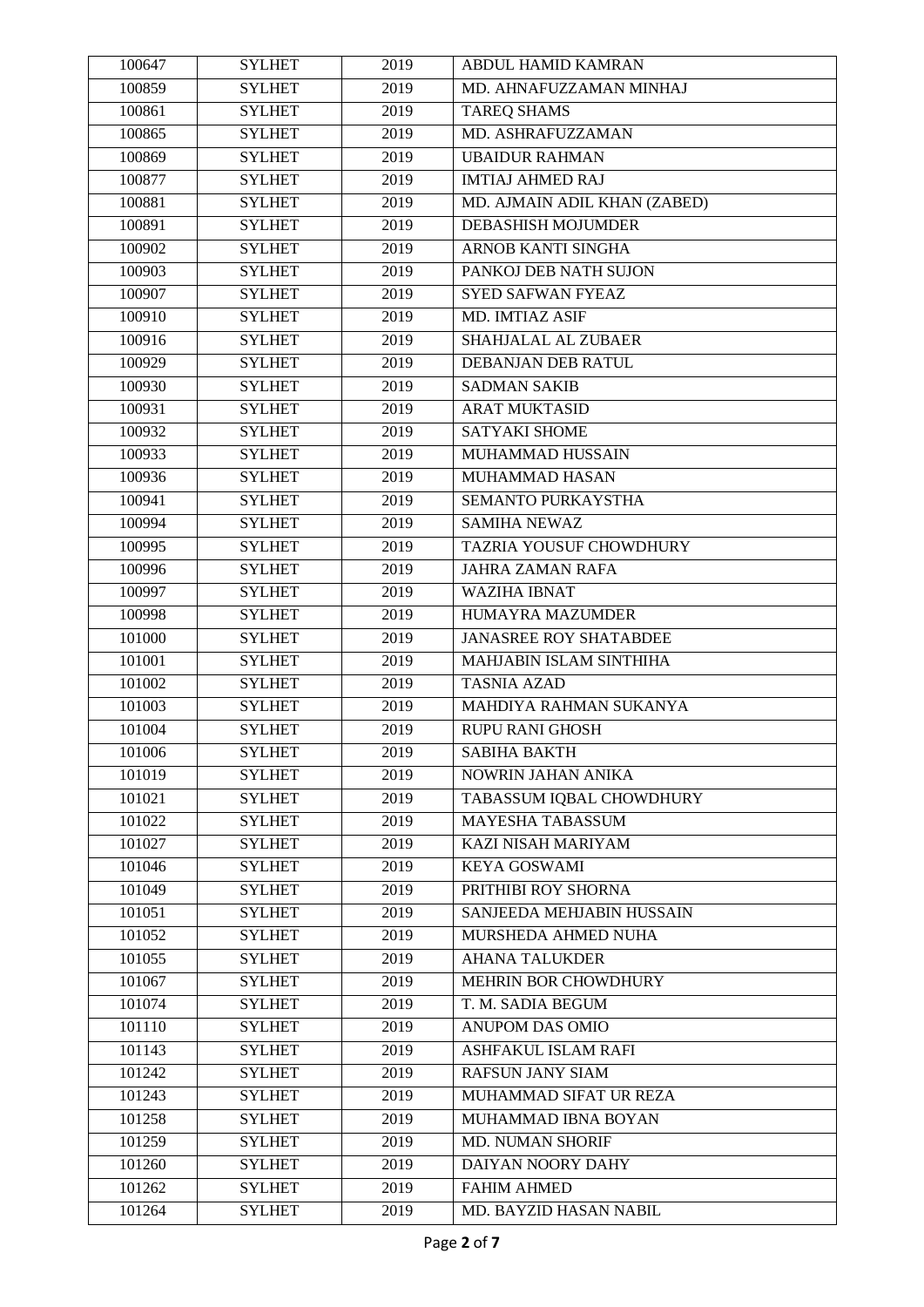| 100647 | SYLHET | 2019 | ABDUL HAMID KAMRAN |
|---|---|---|---|
| 100859 | SYLHET | 2019 | MD. AHNAFUZZAMAN MINHAJ |
| 100861 | SYLHET | 2019 | TAREQ SHAMS |
| 100865 | SYLHET | 2019 | MD. ASHRAFUZZAMAN |
| 100869 | SYLHET | 2019 | UBAIDUR RAHMAN |
| 100877 | SYLHET | 2019 | IMTIAJ AHMED RAJ |
| 100881 | SYLHET | 2019 | MD. AJMAIN ADIL KHAN (ZABED) |
| 100891 | SYLHET | 2019 | DEBASHISH MOJUMDER |
| 100902 | SYLHET | 2019 | ARNOB KANTI SINGHA |
| 100903 | SYLHET | 2019 | PANKOJ DEB NATH SUJON |
| 100907 | SYLHET | 2019 | SYED SAFWAN FYEAZ |
| 100910 | SYLHET | 2019 | MD. IMTIAZ ASIF |
| 100916 | SYLHET | 2019 | SHAHJALAL AL ZUBAER |
| 100929 | SYLHET | 2019 | DEBANJAN DEB RATUL |
| 100930 | SYLHET | 2019 | SADMAN SAKIB |
| 100931 | SYLHET | 2019 | ARAT MUKTASID |
| 100932 | SYLHET | 2019 | SATYAKI SHOME |
| 100933 | SYLHET | 2019 | MUHAMMAD HUSSAIN |
| 100936 | SYLHET | 2019 | MUHAMMAD HASAN |
| 100941 | SYLHET | 2019 | SEMANTO PURKAYSTHA |
| 100994 | SYLHET | 2019 | SAMIHA NEWAZ |
| 100995 | SYLHET | 2019 | TAZRIA YOUSUF CHOWDHURY |
| 100996 | SYLHET | 2019 | JAHRA ZAMAN RAFA |
| 100997 | SYLHET | 2019 | WAZIHA IBNAT |
| 100998 | SYLHET | 2019 | HUMAYRA MAZUMDER |
| 101000 | SYLHET | 2019 | JANASREE ROY SHATABDEE |
| 101001 | SYLHET | 2019 | MAHJABIN ISLAM SINTHIHA |
| 101002 | SYLHET | 2019 | TASNIA AZAD |
| 101003 | SYLHET | 2019 | MAHDIYA RAHMAN SUKANYA |
| 101004 | SYLHET | 2019 | RUPU RANI GHOSH |
| 101006 | SYLHET | 2019 | SABIHA BAKTH |
| 101019 | SYLHET | 2019 | NOWRIN JAHAN ANIKA |
| 101021 | SYLHET | 2019 | TABASSUM IQBAL CHOWDHURY |
| 101022 | SYLHET | 2019 | MAYESHA TABASSUM |
| 101027 | SYLHET | 2019 | KAZI NISAH MARIYAM |
| 101046 | SYLHET | 2019 | KEYA GOSWAMI |
| 101049 | SYLHET | 2019 | PRITHIBI ROY SHORNA |
| 101051 | SYLHET | 2019 | SANJEEDA MEHJABIN HUSSAIN |
| 101052 | SYLHET | 2019 | MURSHEDA AHMED NUHA |
| 101055 | SYLHET | 2019 | AHANA TALUKDER |
| 101067 | SYLHET | 2019 | MEHRIN BOR CHOWDHURY |
| 101074 | SYLHET | 2019 | T. M. SADIA BEGUM |
| 101110 | SYLHET | 2019 | ANUPOM DAS OMIO |
| 101143 | SYLHET | 2019 | ASHFAKUL ISLAM RAFI |
| 101242 | SYLHET | 2019 | RAFSUN JANY SIAM |
| 101243 | SYLHET | 2019 | MUHAMMAD SIFAT UR REZA |
| 101258 | SYLHET | 2019 | MUHAMMAD IBNA BOYAN |
| 101259 | SYLHET | 2019 | MD. NUMAN SHORIF |
| 101260 | SYLHET | 2019 | DAIYAN NOORY DAHY |
| 101262 | SYLHET | 2019 | FAHIM AHMED |
| 101264 | SYLHET | 2019 | MD. BAYZID HASAN NABIL |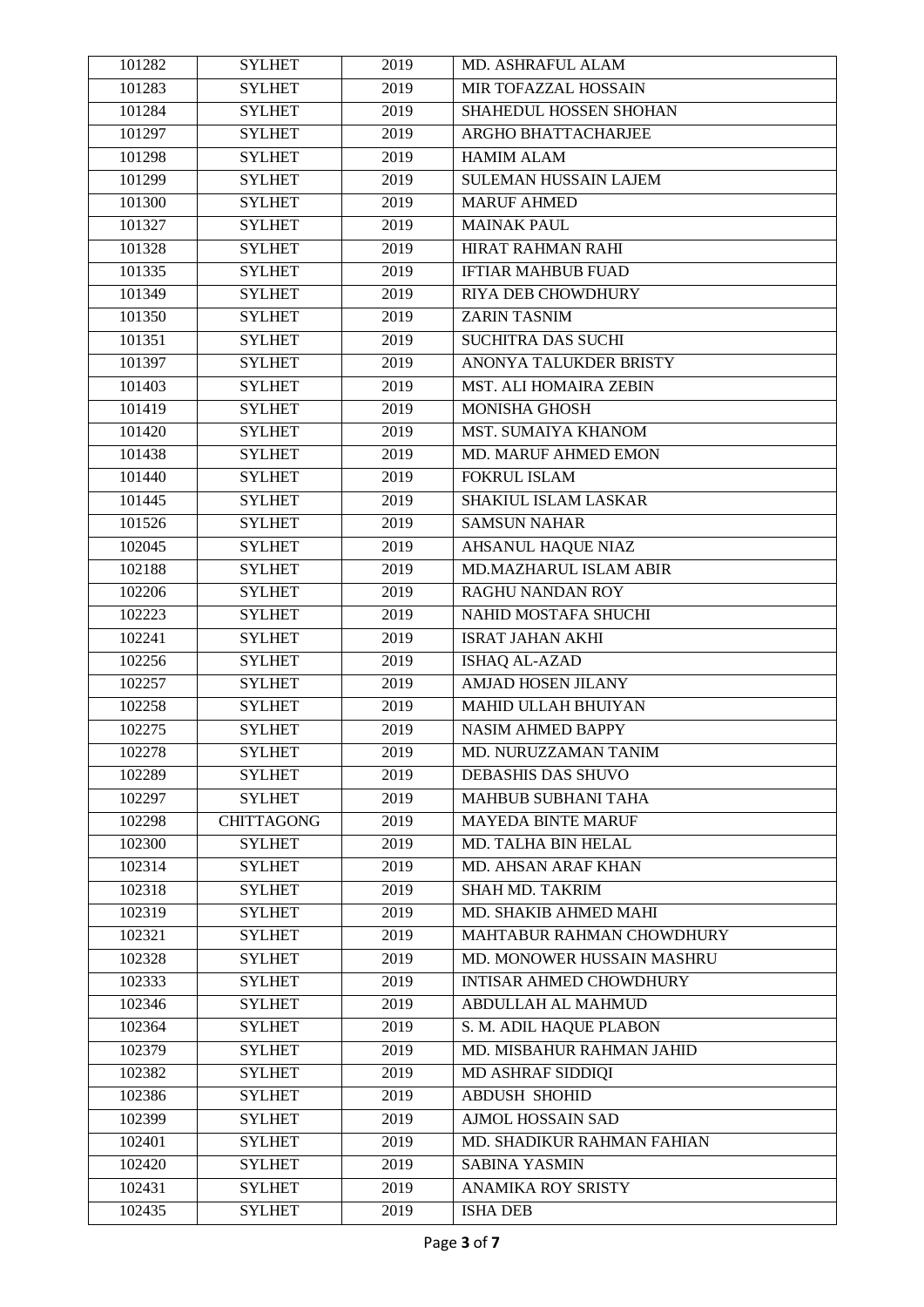| 101282 | SYLHET | 2019 | MD. ASHRAFUL ALAM |
|---|---|---|---|
| 101283 | SYLHET | 2019 | MIR TOFAZZAL HOSSAIN |
| 101284 | SYLHET | 2019 | SHAHEDUL HOSSEN SHOHAN |
| 101297 | SYLHET | 2019 | ARGHO BHATTACHARJEE |
| 101298 | SYLHET | 2019 | HAMIM ALAM |
| 101299 | SYLHET | 2019 | SULEMAN HUSSAIN LAJEM |
| 101300 | SYLHET | 2019 | MARUF AHMED |
| 101327 | SYLHET | 2019 | MAINAK PAUL |
| 101328 | SYLHET | 2019 | HIRAT RAHMAN RAHI |
| 101335 | SYLHET | 2019 | IFTIAR MAHBUB FUAD |
| 101349 | SYLHET | 2019 | RIYA DEB CHOWDHURY |
| 101350 | SYLHET | 2019 | ZARIN TASNIM |
| 101351 | SYLHET | 2019 | SUCHITRA DAS SUCHI |
| 101397 | SYLHET | 2019 | ANONYA TALUKDER BRISTY |
| 101403 | SYLHET | 2019 | MST. ALI HOMAIRA ZEBIN |
| 101419 | SYLHET | 2019 | MONISHA GHOSH |
| 101420 | SYLHET | 2019 | MST. SUMAIYA KHANOM |
| 101438 | SYLHET | 2019 | MD. MARUF AHMED EMON |
| 101440 | SYLHET | 2019 | FOKRUL ISLAM |
| 101445 | SYLHET | 2019 | SHAKIUL ISLAM LASKAR |
| 101526 | SYLHET | 2019 | SAMSUN NAHAR |
| 102045 | SYLHET | 2019 | AHSANUL HAQUE NIAZ |
| 102188 | SYLHET | 2019 | MD.MAZHARUL ISLAM ABIR |
| 102206 | SYLHET | 2019 | RAGHU NANDAN ROY |
| 102223 | SYLHET | 2019 | NAHID MOSTAFA SHUCHI |
| 102241 | SYLHET | 2019 | ISRAT JAHAN AKHI |
| 102256 | SYLHET | 2019 | ISHAQ AL-AZAD |
| 102257 | SYLHET | 2019 | AMJAD HOSEN JILANY |
| 102258 | SYLHET | 2019 | MAHID ULLAH BHUIYAN |
| 102275 | SYLHET | 2019 | NASIM AHMED BAPPY |
| 102278 | SYLHET | 2019 | MD. NURUZZAMAN TANIM |
| 102289 | SYLHET | 2019 | DEBASHIS DAS SHUVO |
| 102297 | SYLHET | 2019 | MAHBUB SUBHANI TAHA |
| 102298 | CHITTAGONG | 2019 | MAYEDA BINTE MARUF |
| 102300 | SYLHET | 2019 | MD. TALHA BIN HELAL |
| 102314 | SYLHET | 2019 | MD. AHSAN ARAF KHAN |
| 102318 | SYLHET | 2019 | SHAH MD. TAKRIM |
| 102319 | SYLHET | 2019 | MD. SHAKIB AHMED MAHI |
| 102321 | SYLHET | 2019 | MAHTABUR RAHMAN CHOWDHURY |
| 102328 | SYLHET | 2019 | MD. MONOWER HUSSAIN MASHRU |
| 102333 | SYLHET | 2019 | INTISAR AHMED CHOWDHURY |
| 102346 | SYLHET | 2019 | ABDULLAH AL MAHMUD |
| 102364 | SYLHET | 2019 | S. M. ADIL HAQUE PLABON |
| 102379 | SYLHET | 2019 | MD. MISBAHUR RAHMAN JAHID |
| 102382 | SYLHET | 2019 | MD ASHRAF SIDDIQI |
| 102386 | SYLHET | 2019 | ABDUSH SHOHID |
| 102399 | SYLHET | 2019 | AJMOL HOSSAIN SAD |
| 102401 | SYLHET | 2019 | MD. SHADIKUR RAHMAN FAHIAN |
| 102420 | SYLHET | 2019 | SABINA YASMIN |
| 102431 | SYLHET | 2019 | ANAMIKA ROY SRISTY |
| 102435 | SYLHET | 2019 | ISHA DEB |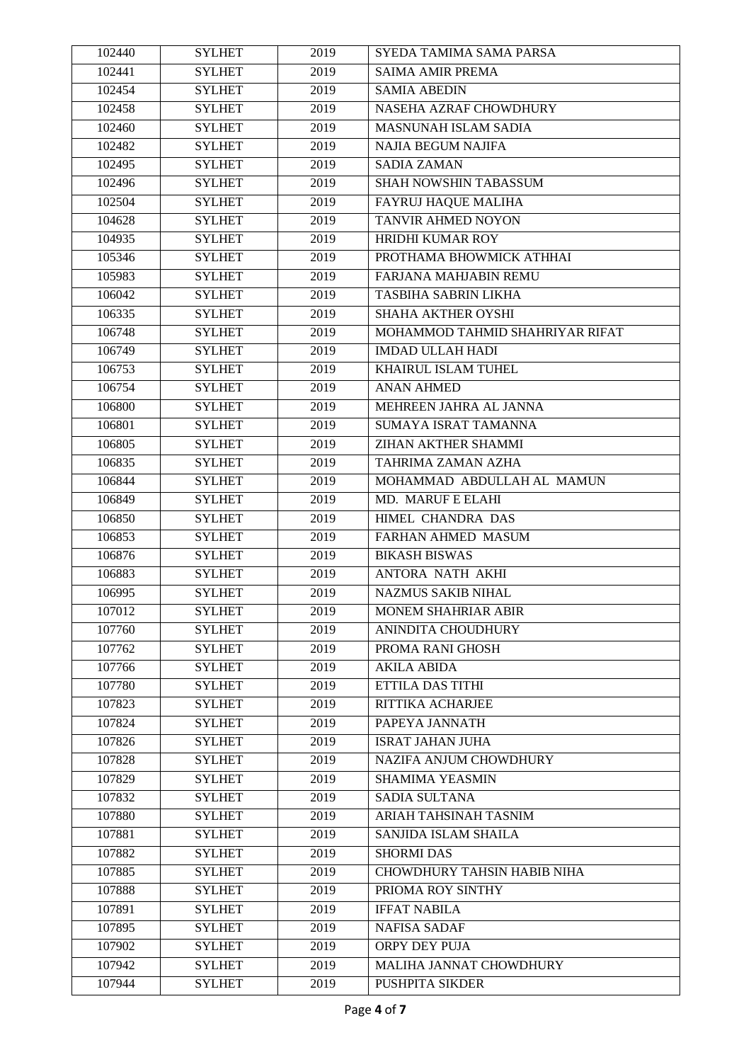| 102440 | SYLHET | 2019 | SYEDA TAMIMA SAMA PARSA |
|---|---|---|---|
| 102441 | SYLHET | 2019 | SAIMA AMIR PREMA |
| 102454 | SYLHET | 2019 | SAMIA ABEDIN |
| 102458 | SYLHET | 2019 | NASEHA AZRAF CHOWDHURY |
| 102460 | SYLHET | 2019 | MASNUNAH ISLAM SADIA |
| 102482 | SYLHET | 2019 | NAJIA BEGUM NAJIFA |
| 102495 | SYLHET | 2019 | SADIA ZAMAN |
| 102496 | SYLHET | 2019 | SHAH NOWSHIN TABASSUM |
| 102504 | SYLHET | 2019 | FAYRUJ HAQUE MALIHA |
| 104628 | SYLHET | 2019 | TANVIR AHMED NOYON |
| 104935 | SYLHET | 2019 | HRIDHI KUMAR ROY |
| 105346 | SYLHET | 2019 | PROTHAMA BHOWMICK ATHHAI |
| 105983 | SYLHET | 2019 | FARJANA MAHJABIN REMU |
| 106042 | SYLHET | 2019 | TASBIHA SABRIN LIKHA |
| 106335 | SYLHET | 2019 | SHAHA AKTHER OYSHI |
| 106748 | SYLHET | 2019 | MOHAMMOD TAHMID SHAHRIYAR RIFAT |
| 106749 | SYLHET | 2019 | IMDAD ULLAH HADI |
| 106753 | SYLHET | 2019 | KHAIRUL ISLAM TUHEL |
| 106754 | SYLHET | 2019 | ANAN AHMED |
| 106800 | SYLHET | 2019 | MEHREEN JAHRA AL JANNA |
| 106801 | SYLHET | 2019 | SUMAYA ISRAT TAMANNA |
| 106805 | SYLHET | 2019 | ZIHAN AKTHER SHAMMI |
| 106835 | SYLHET | 2019 | TAHRIMA ZAMAN AZHA |
| 106844 | SYLHET | 2019 | MOHAMMAD ABDULLAH AL MAMUN |
| 106849 | SYLHET | 2019 | MD. MARUF E ELAHI |
| 106850 | SYLHET | 2019 | HIMEL CHANDRA DAS |
| 106853 | SYLHET | 2019 | FARHAN AHMED MASUM |
| 106876 | SYLHET | 2019 | BIKASH BISWAS |
| 106883 | SYLHET | 2019 | ANTORA NATH AKHI |
| 106995 | SYLHET | 2019 | NAZMUS SAKIB NIHAL |
| 107012 | SYLHET | 2019 | MONEM SHAHRIAR ABIR |
| 107760 | SYLHET | 2019 | ANINDITA CHOUDHURY |
| 107762 | SYLHET | 2019 | PROMA RANI GHOSH |
| 107766 | SYLHET | 2019 | AKILA ABIDA |
| 107780 | SYLHET | 2019 | ETTILA DAS TITHI |
| 107823 | SYLHET | 2019 | RITTIKA ACHARJEE |
| 107824 | SYLHET | 2019 | PAPEYA JANNATH |
| 107826 | SYLHET | 2019 | ISRAT JAHAN JUHA |
| 107828 | SYLHET | 2019 | NAZIFA ANJUM CHOWDHURY |
| 107829 | SYLHET | 2019 | SHAMIMA YEASMIN |
| 107832 | SYLHET | 2019 | SADIA SULTANA |
| 107880 | SYLHET | 2019 | ARIAH TAHSINAH TASNIM |
| 107881 | SYLHET | 2019 | SANJIDA ISLAM SHAILA |
| 107882 | SYLHET | 2019 | SHORMI DAS |
| 107885 | SYLHET | 2019 | CHOWDHURY TAHSIN HABIB NIHA |
| 107888 | SYLHET | 2019 | PRIOMA ROY SINTHY |
| 107891 | SYLHET | 2019 | IFFAT NABILA |
| 107895 | SYLHET | 2019 | NAFISA SADAF |
| 107902 | SYLHET | 2019 | ORPY DEY PUJA |
| 107942 | SYLHET | 2019 | MALIHA JANNAT CHOWDHURY |
| 107944 | SYLHET | 2019 | PUSHPITA SIKDER |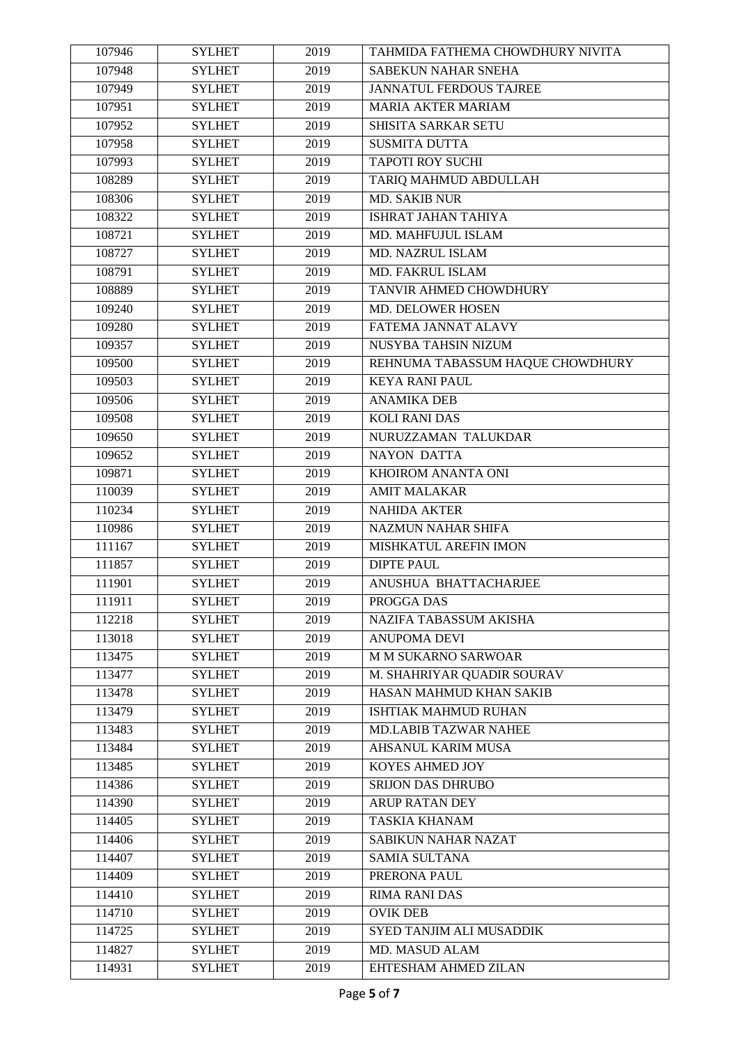| 107946 | SYLHET | 2019 | TAHMIDA FATHEMA CHOWDHURY NIVITA |
|---|---|---|---|
| 107948 | SYLHET | 2019 | SABEKUN NAHAR SNEHA |
| 107949 | SYLHET | 2019 | JANNATUL FERDOUS TAJREE |
| 107951 | SYLHET | 2019 | MARIA AKTER MARIAM |
| 107952 | SYLHET | 2019 | SHISITA SARKAR SETU |
| 107958 | SYLHET | 2019 | SUSMITA DUTTA |
| 107993 | SYLHET | 2019 | TAPOTI ROY SUCHI |
| 108289 | SYLHET | 2019 | TARIQ MAHMUD ABDULLAH |
| 108306 | SYLHET | 2019 | MD. SAKIB NUR |
| 108322 | SYLHET | 2019 | ISHRAT JAHAN TAHIYA |
| 108721 | SYLHET | 2019 | MD. MAHFUJUL ISLAM |
| 108727 | SYLHET | 2019 | MD. NAZRUL ISLAM |
| 108791 | SYLHET | 2019 | MD. FAKRUL ISLAM |
| 108889 | SYLHET | 2019 | TANVIR AHMED CHOWDHURY |
| 109240 | SYLHET | 2019 | MD. DELOWER HOSEN |
| 109280 | SYLHET | 2019 | FATEMA JANNAT ALAVY |
| 109357 | SYLHET | 2019 | NUSYBA TAHSIN NIZUM |
| 109500 | SYLHET | 2019 | REHNUMA TABASSUM HAQUE CHOWDHURY |
| 109503 | SYLHET | 2019 | KEYA RANI PAUL |
| 109506 | SYLHET | 2019 | ANAMIKA DEB |
| 109508 | SYLHET | 2019 | KOLI RANI DAS |
| 109650 | SYLHET | 2019 | NURUZZAMAN TALUKDAR |
| 109652 | SYLHET | 2019 | NAYON DATTA |
| 109871 | SYLHET | 2019 | KHOIROM ANANTA ONI |
| 110039 | SYLHET | 2019 | AMIT MALAKAR |
| 110234 | SYLHET | 2019 | NAHIDA AKTER |
| 110986 | SYLHET | 2019 | NAZMUN NAHAR SHIFA |
| 111167 | SYLHET | 2019 | MISHKATUL AREFIN IMON |
| 111857 | SYLHET | 2019 | DIPTE PAUL |
| 111901 | SYLHET | 2019 | ANUSHUA BHATTACHARJEE |
| 111911 | SYLHET | 2019 | PROGGA DAS |
| 112218 | SYLHET | 2019 | NAZIFA TABASSUM AKISHA |
| 113018 | SYLHET | 2019 | ANUPOMA DEVI |
| 113475 | SYLHET | 2019 | M M SUKARNO SARWOAR |
| 113477 | SYLHET | 2019 | M. SHAHRIYAR QUADIR SOURAV |
| 113478 | SYLHET | 2019 | HASAN MAHMUD KHAN SAKIB |
| 113479 | SYLHET | 2019 | ISHTIAK MAHMUD RUHAN |
| 113483 | SYLHET | 2019 | MD.LABIB TAZWAR NAHEE |
| 113484 | SYLHET | 2019 | AHSANUL KARIM MUSA |
| 113485 | SYLHET | 2019 | KOYES AHMED JOY |
| 114386 | SYLHET | 2019 | SRIJON DAS DHRUBO |
| 114390 | SYLHET | 2019 | ARUP RATAN DEY |
| 114405 | SYLHET | 2019 | TASKIA KHANAM |
| 114406 | SYLHET | 2019 | SABIKUN NAHAR NAZAT |
| 114407 | SYLHET | 2019 | SAMIA SULTANA |
| 114409 | SYLHET | 2019 | PRERONA PAUL |
| 114410 | SYLHET | 2019 | RIMA RANI DAS |
| 114710 | SYLHET | 2019 | OVIK DEB |
| 114725 | SYLHET | 2019 | SYED TANJIM ALI MUSADDIK |
| 114827 | SYLHET | 2019 | MD. MASUD ALAM |
| 114931 | SYLHET | 2019 | EHTESHAM AHMED ZILAN |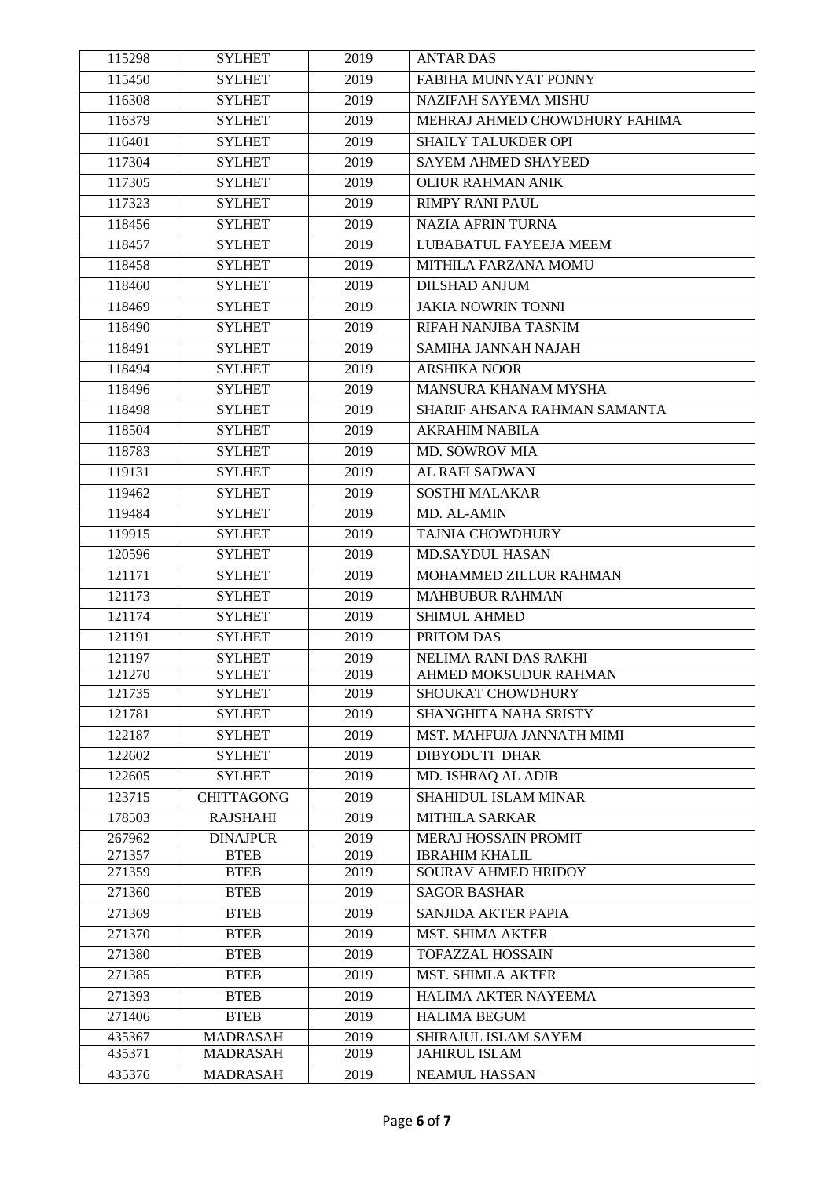| 115298 | SYLHET | 2019 | ANTAR DAS |
|---|---|---|---|
| 115450 | SYLHET | 2019 | FABIHA MUNNYAT PONNY |
| 116308 | SYLHET | 2019 | NAZIFAH SAYEMA MISHU |
| 116379 | SYLHET | 2019 | MEHRAJ AHMED CHOWDHURY FAHIMA |
| 116401 | SYLHET | 2019 | SHAILY TALUKDER OPI |
| 117304 | SYLHET | 2019 | SAYEM AHMED SHAYEED |
| 117305 | SYLHET | 2019 | OLIUR RAHMAN ANIK |
| 117323 | SYLHET | 2019 | RIMPY RANI PAUL |
| 118456 | SYLHET | 2019 | NAZIA AFRIN TURNA |
| 118457 | SYLHET | 2019 | LUBABATUL FAYEEJA MEEM |
| 118458 | SYLHET | 2019 | MITHILA FARZANA MOMU |
| 118460 | SYLHET | 2019 | DILSHAD ANJUM |
| 118469 | SYLHET | 2019 | JAKIA NOWRIN TONNI |
| 118490 | SYLHET | 2019 | RIFAH NANJIBA TASNIM |
| 118491 | SYLHET | 2019 | SAMIHA JANNAH NAJAH |
| 118494 | SYLHET | 2019 | ARSHIKA NOOR |
| 118496 | SYLHET | 2019 | MANSURA KHANAM MYSHA |
| 118498 | SYLHET | 2019 | SHARIF AHSANA RAHMAN SAMANTA |
| 118504 | SYLHET | 2019 | AKRAHIM NABILA |
| 118783 | SYLHET | 2019 | MD. SOWROV MIA |
| 119131 | SYLHET | 2019 | AL RAFI SADWAN |
| 119462 | SYLHET | 2019 | SOSTHI MALAKAR |
| 119484 | SYLHET | 2019 | MD. AL-AMIN |
| 119915 | SYLHET | 2019 | TAJNIA CHOWDHURY |
| 120596 | SYLHET | 2019 | MD.SAYDUL HASAN |
| 121171 | SYLHET | 2019 | MOHAMMED ZILLUR RAHMAN |
| 121173 | SYLHET | 2019 | MAHBUBUR RAHMAN |
| 121174 | SYLHET | 2019 | SHIMUL AHMED |
| 121191 | SYLHET | 2019 | PRITOM DAS |
| 121197 | SYLHET | 2019 | NELIMA RANI DAS RAKHI |
| 121270 | SYLHET | 2019 | AHMED MOKSUDUR RAHMAN |
| 121735 | SYLHET | 2019 | SHOUKAT CHOWDHURY |
| 121781 | SYLHET | 2019 | SHANGHITA NAHA SRISTY |
| 122187 | SYLHET | 2019 | MST. MAHFUJA JANNATH MIMI |
| 122602 | SYLHET | 2019 | DIBYODUTI DHAR |
| 122605 | SYLHET | 2019 | MD. ISHRAQ AL ADIB |
| 123715 | CHITTAGONG | 2019 | SHAHIDUL ISLAM MINAR |
| 178503 | RAJSHAHI | 2019 | MITHILA SARKAR |
| 267962 | DINAJPUR | 2019 | MERAJ HOSSAIN PROMIT |
| 271357 | BTEB | 2019 | IBRAHIM KHALIL |
| 271359 | BTEB | 2019 | SOURAV AHMED HRIDOY |
| 271360 | BTEB | 2019 | SAGOR BASHAR |
| 271369 | BTEB | 2019 | SANJIDA AKTER PAPIA |
| 271370 | BTEB | 2019 | MST. SHIMA AKTER |
| 271380 | BTEB | 2019 | TOFAZZAL HOSSAIN |
| 271385 | BTEB | 2019 | MST. SHIMLA AKTER |
| 271393 | BTEB | 2019 | HALIMA AKTER NAYEEMA |
| 271406 | BTEB | 2019 | HALIMA BEGUM |
| 435367 | MADRASAH | 2019 | SHIRAJUL ISLAM SAYEM |
| 435371 | MADRASAH | 2019 | JAHIRUL ISLAM |
| 435376 | MADRASAH | 2019 | NEAMUL HASSAN |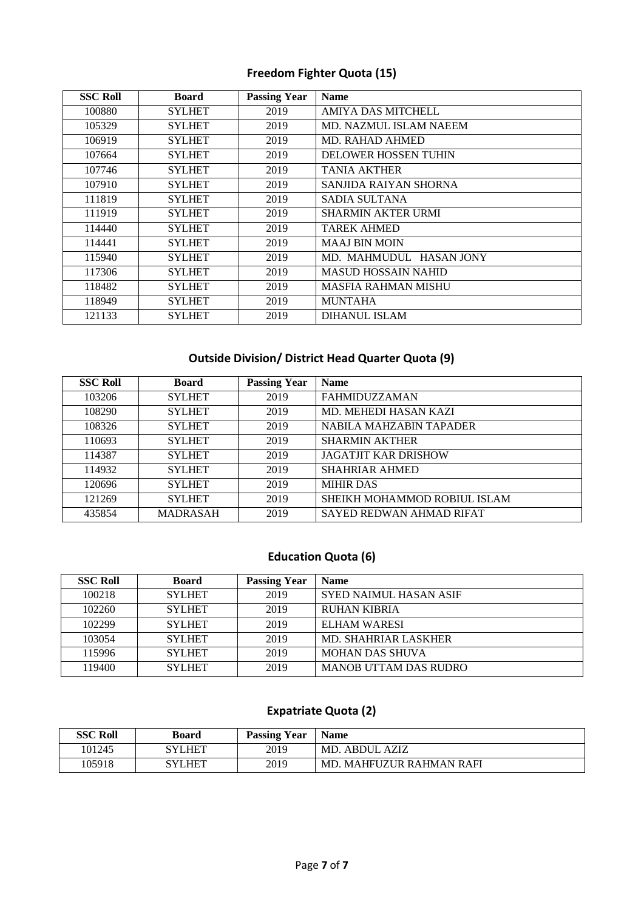## Freedom Fighter Quota (15)

| SSC Roll | Board | Passing Year | Name |
|---|---|---|---|
| 100880 | SYLHET | 2019 | AMIYA DAS MITCHELL |
| 105329 | SYLHET | 2019 | MD. NAZMUL ISLAM NAEEM |
| 106919 | SYLHET | 2019 | MD. RAHAD AHMED |
| 107664 | SYLHET | 2019 | DELOWER HOSSEN TUHIN |
| 107746 | SYLHET | 2019 | TANIA AKTHER |
| 107910 | SYLHET | 2019 | SANJIDA RAIYAN SHORNA |
| 111819 | SYLHET | 2019 | SADIA SULTANA |
| 111919 | SYLHET | 2019 | SHARMIN AKTER URMI |
| 114440 | SYLHET | 2019 | TAREK AHMED |
| 114441 | SYLHET | 2019 | MAAJ BIN MOIN |
| 115940 | SYLHET | 2019 | MD. MAHMUDUL HASAN JONY |
| 117306 | SYLHET | 2019 | MASUD HOSSAIN NAHID |
| 118482 | SYLHET | 2019 | MASFIA RAHMAN MISHU |
| 118949 | SYLHET | 2019 | MUNTAHA |
| 121133 | SYLHET | 2019 | DIHANUL ISLAM |

## Outside Division/ District Head Quarter Quota (9)

| SSC Roll | Board | Passing Year | Name |
|---|---|---|---|
| 103206 | SYLHET | 2019 | FAHMIDUZZAMAN |
| 108290 | SYLHET | 2019 | MD. MEHEDI HASAN KAZI |
| 108326 | SYLHET | 2019 | NABILA MAHZABIN TAPADER |
| 110693 | SYLHET | 2019 | SHARMIN AKTHER |
| 114387 | SYLHET | 2019 | JAGATJIT KAR DRISHOW |
| 114932 | SYLHET | 2019 | SHAHRIAR AHMED |
| 120696 | SYLHET | 2019 | MIHIR DAS |
| 121269 | SYLHET | 2019 | SHEIKH MOHAMMOD ROBIUL ISLAM |
| 435854 | MADRASAH | 2019 | SAYED REDWAN AHMAD RIFAT |

## Education Quota (6)

| SSC Roll | Board | Passing Year | Name |
|---|---|---|---|
| 100218 | SYLHET | 2019 | SYED NAIMUL HASAN ASIF |
| 102260 | SYLHET | 2019 | RUHAN KIBRIA |
| 102299 | SYLHET | 2019 | ELHAM WARESI |
| 103054 | SYLHET | 2019 | MD. SHAHRIAR LASKHER |
| 115996 | SYLHET | 2019 | MOHAN DAS SHUVA |
| 119400 | SYLHET | 2019 | MANOB UTTAM DAS RUDRO |

## Expatriate Quota (2)

| SSC Roll | Board | Passing Year | Name |
|---|---|---|---|
| 101245 | SYLHET | 2019 | MD. ABDUL AZIZ |
| 105918 | SYLHET | 2019 | MD. MAHFUZUR RAHMAN RAFI |